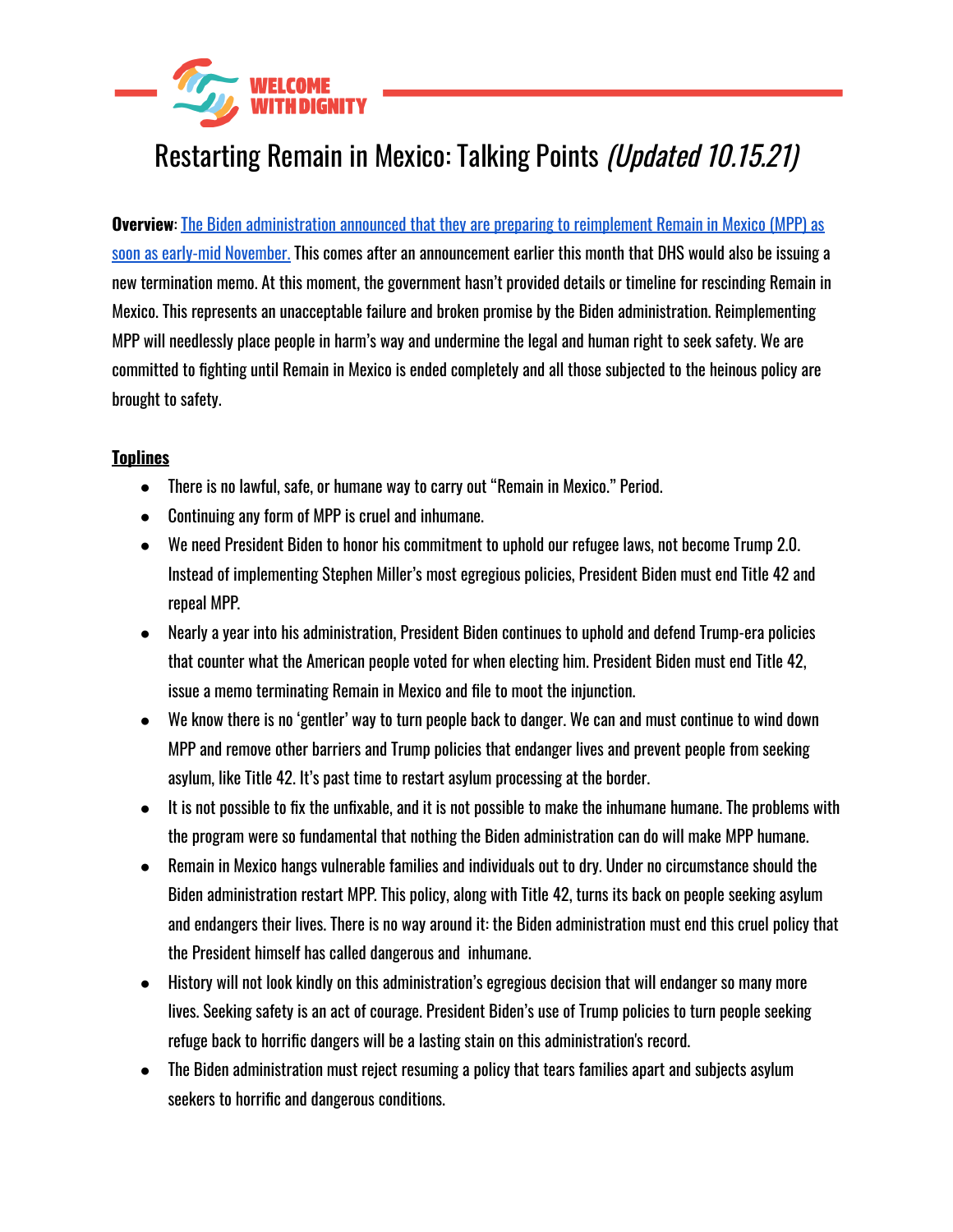WELCOME WITH DIGNITY

# Restarting Remain in Mexico: Talking Points *(Updated 10.15.21)*

**Overview**: [The Biden administration announced that they are preparing to reimplement Remain in Mexico (MPP) as soon as early-mid November.]() This comes after an announcement earlier this month that DHS would also be issuing a new termination memo. At this moment, the government hasn't provided details or timeline for rescinding Remain in Mexico. This represents an unacceptable failure and broken promise by the Biden administration. Reimplementing MPP will needlessly place people in harm's way and undermine the legal and human right to seek safety. We are committed to fighting until Remain in Mexico is ended completely and all those subjected to the heinous policy are brought to safety.

## Toplines

- There is no lawful, safe, or humane way to carry out "Remain in Mexico." Period.
- Continuing any form of MPP is cruel and inhumane.
- We need President Biden to honor his commitment to uphold our refugee laws, not become Trump 2.0. Instead of implementing Stephen Miller's most egregious policies, President Biden must end Title 42 and repeal MPP.
- Nearly a year into his administration, President Biden continues to uphold and defend Trump-era policies that counter what the American people voted for when electing him. President Biden must end Title 42, issue a memo terminating Remain in Mexico and file to moot the injunction.
- We know there is no 'gentler' way to turn people back to danger. We can and must continue to wind down MPP and remove other barriers and Trump policies that endanger lives and prevent people from seeking asylum, like Title 42. It's past time to restart asylum processing at the border.
- It is not possible to fix the unfixable, and it is not possible to make the inhumane humane. The problems with the program were so fundamental that nothing the Biden administration can do will make MPP humane.
- Remain in Mexico hangs vulnerable families and individuals out to dry. Under no circumstance should the Biden administration restart MPP. This policy, along with Title 42, turns its back on people seeking asylum and endangers their lives. There is no way around it: the Biden administration must end this cruel policy that the President himself has called dangerous and inhumane.
- History will not look kindly on this administration's egregious decision that will endanger so many more lives. Seeking safety is an act of courage. President Biden's use of Trump policies to turn people seeking refuge back to horrific dangers will be a lasting stain on this administration's record.
- The Biden administration must reject resuming a policy that tears families apart and subjects asylum seekers to horrific and dangerous conditions.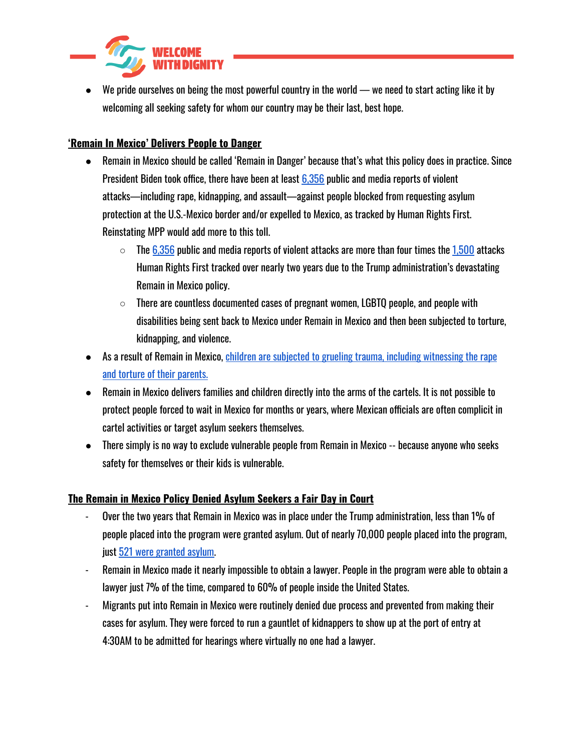- We pride ourselves on being the most powerful country in the world — we need to start acting like it by welcoming all seeking safety for whom our country may be their last, best hope.

**‘Remain In Mexico’ Delivers People to Danger**

- Remain in Mexico should be called ‘Remain in Danger’ because that’s what this policy does in practice. Since President Biden took office, there have been at least 6,356 public and media reports of violent attacks—including rape, kidnapping, and assault—against people blocked from requesting asylum protection at the U.S.-Mexico border and/or expelled to Mexico, as tracked by Human Rights First. Reinstating MPP would add more to this toll.
  - The 6,356 public and media reports of violent attacks are more than four times the 1,500 attacks Human Rights First tracked over nearly two years due to the Trump administration’s devastating Remain in Mexico policy.
  - There are countless documented cases of pregnant women, LGBTQ people, and people with disabilities being sent back to Mexico under Remain in Mexico and then been subjected to torture, kidnapping, and violence.
- As a result of Remain in Mexico, children are subjected to grueling trauma, including witnessing the rape and torture of their parents.
- Remain in Mexico delivers families and children directly into the arms of the cartels. It is not possible to protect people forced to wait in Mexico for months or years, where Mexican officials are often complicit in cartel activities or target asylum seekers themselves.
- There simply is no way to exclude vulnerable people from Remain in Mexico -- because anyone who seeks safety for themselves or their kids is vulnerable.

**The Remain in Mexico Policy Denied Asylum Seekers a Fair Day in Court**

- Over the two years that Remain in Mexico was in place under the Trump administration, less than 1% of people placed into the program were granted asylum. Out of nearly 70,000 people placed into the program, just 521 were granted asylum.
- Remain in Mexico made it nearly impossible to obtain a lawyer. People in the program were able to obtain a lawyer just 7% of the time, compared to 60% of people inside the United States.
- Migrants put into Remain in Mexico were routinely denied due process and prevented from making their cases for asylum. They were forced to run a gauntlet of kidnappers to show up at the port of entry at 4:30AM to be admitted for hearings where virtually no one had a lawyer.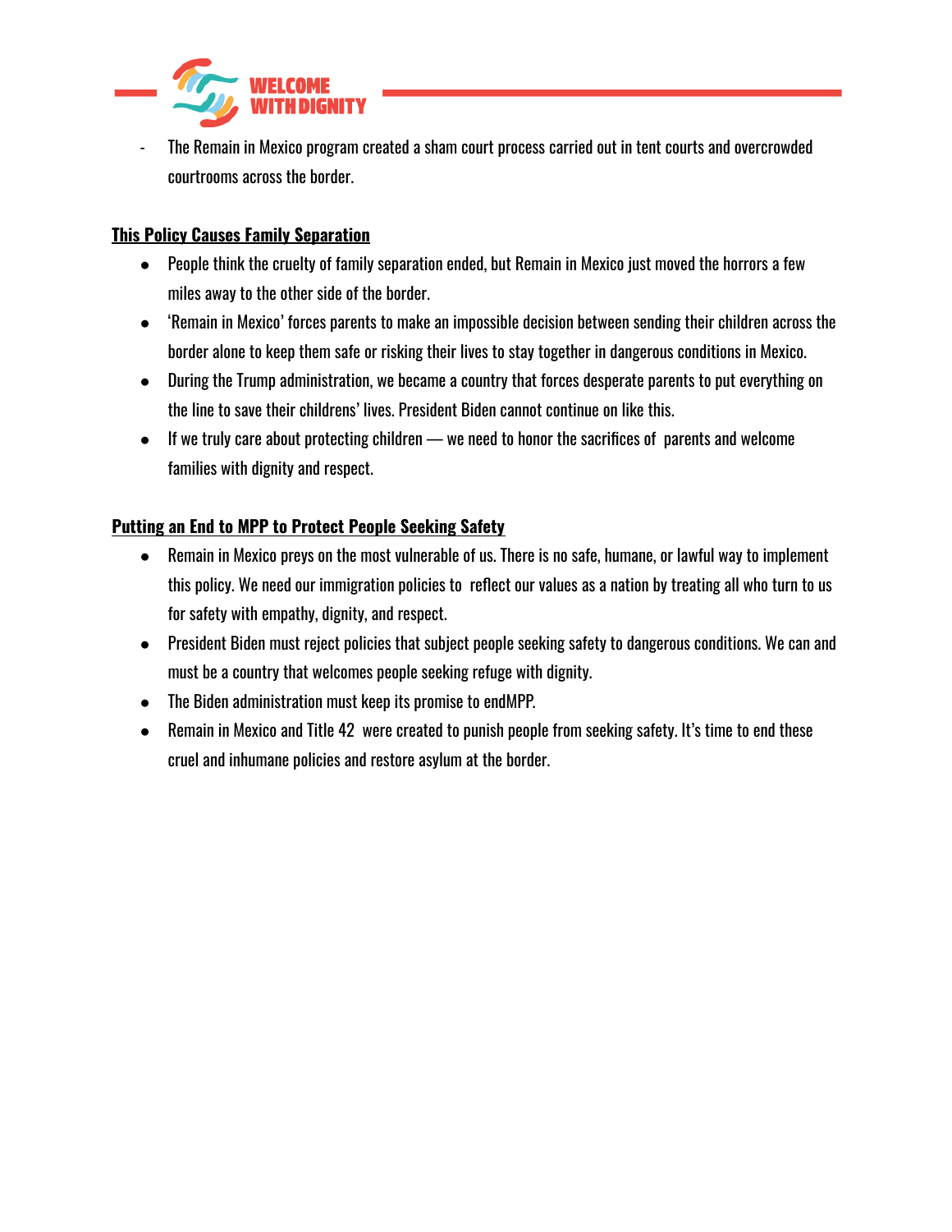- The Remain in Mexico program created a sham court process carried out in tent courts and overcrowded courtrooms across the border.

**This Policy Causes Family Separation**

- People think the cruelty of family separation ended, but Remain in Mexico just moved the horrors a few miles away to the other side of the border.
- 'Remain in Mexico' forces parents to make an impossible decision between sending their children across the border alone to keep them safe or risking their lives to stay together in dangerous conditions in Mexico.
- During the Trump administration, we became a country that forces desperate parents to put everything on the line to save their childrens' lives. President Biden cannot continue on like this.
- If we truly care about protecting children — we need to honor the sacrifices of parents and welcome families with dignity and respect.

**Putting an End to MPP to Protect People Seeking Safety**

- Remain in Mexico preys on the most vulnerable of us. There is no safe, humane, or lawful way to implement this policy. We need our immigration policies to reflect our values as a nation by treating all who turn to us for safety with empathy, dignity, and respect.
- President Biden must reject policies that subject people seeking safety to dangerous conditions. We can and must be a country that welcomes people seeking refuge with dignity.
- The Biden administration must keep its promise to endMPP.
- Remain in Mexico and Title 42 were created to punish people from seeking safety. It's time to end these cruel and inhumane policies and restore asylum at the border.